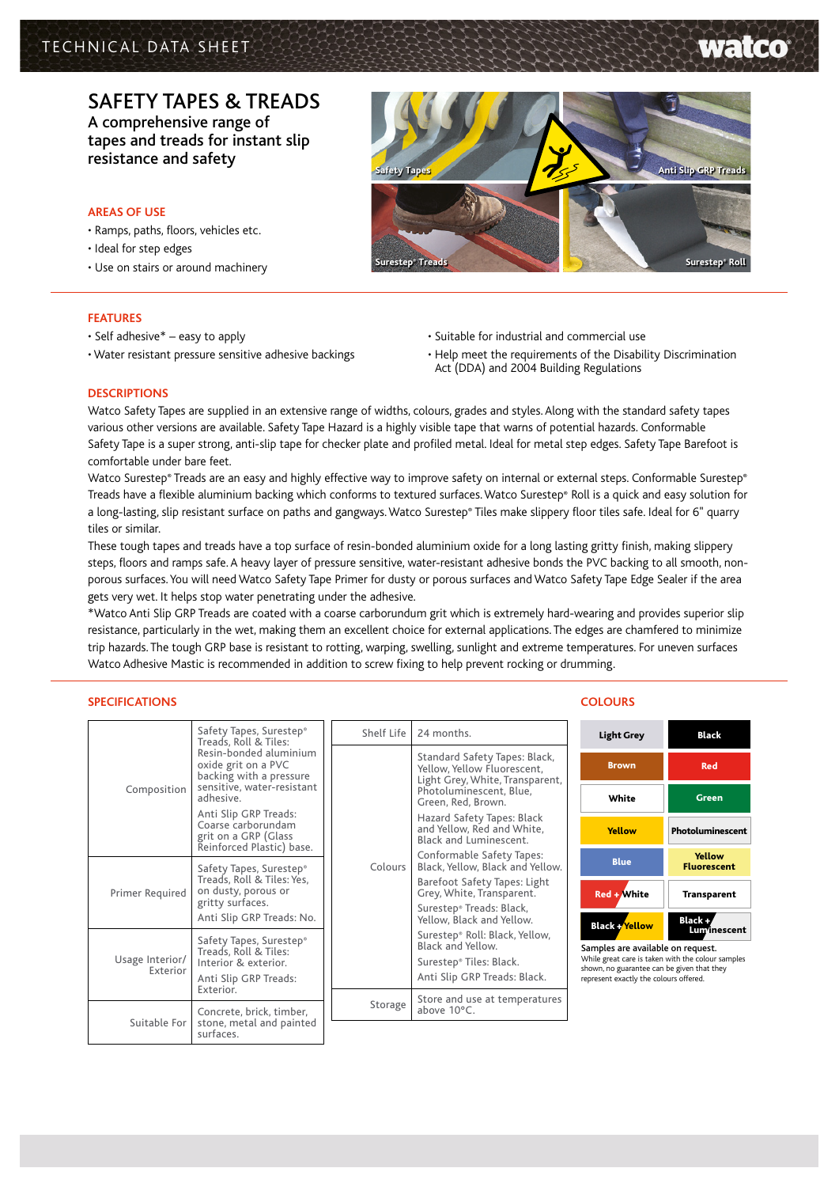TECHNICAL DATA SHEET

# SAFETY TAPES & TREADS

## A comprehensive range of tapes and treads for instant slip resistance and safety

Safety Tapes

Anti Slip GRP Treads

Surestep® Treads

Surestep® Roll

### AREAS OF USE

- Ramps, paths, floors, vehicles etc.
- Ideal for step edges
- Use on stairs or around machinery

### FEATURES

- Self adhesive* – easy to apply
- Water resistant pressure sensitive adhesive backings
- Suitable for industrial and commercial use
- Help meet the requirements of the Disability Discrimination Act (DDA) and 2004 Building Regulations

### DESCRIPTIONS

Watco Safety Tapes are supplied in an extensive range of widths, colours, grades and styles. Along with the standard safety tapes various other versions are available. Safety Tape Hazard is a highly visible tape that warns of potential hazards. Conformable Safety Tape is a super strong, anti-slip tape for checker plate and profiled metal. Ideal for metal step edges. Safety Tape Barefoot is comfortable under bare feet.

Watco Surestep® Treads are an easy and highly effective way to improve safety on internal or external steps. Conformable Surestep® Treads have a flexible aluminium backing which conforms to textured surfaces. Watco Surestep® Roll is a quick and easy solution for a long-lasting, slip resistant surface on paths and gangways. Watco Surestep® Tiles make slippery floor tiles safe. Ideal for 6" quarry tiles or similar.

These tough tapes and treads have a top surface of resin-bonded aluminium oxide for a long lasting gritty finish, making slippery steps, floors and ramps safe. A heavy layer of pressure sensitive, water-resistant adhesive bonds the PVC backing to all smooth, non-porous surfaces. You will need Watco Safety Tape Primer for dusty or porous surfaces and Watco Safety Tape Edge Sealer if the area gets very wet. It helps stop water penetrating under the adhesive.

*Watco Anti Slip GRP Treads are coated with a coarse carborundum grit which is extremely hard-wearing and provides superior slip resistance, particularly in the wet, making them an excellent choice for external applications. The edges are chamfered to minimize trip hazards. The tough GRP base is resistant to rotting, warping, swelling, sunlight and extreme temperatures. For uneven surfaces Watco Adhesive Mastic is recommended in addition to screw fixing to help prevent rocking or drumming.

### SPECIFICATIONS

| | |
|---|---|
| Composition | Safety Tapes, Surestep® Treads, Roll & Tiles: Resin-bonded aluminium oxide grit on a PVC backing with a pressure sensitive, water-resistant adhesive.<br>Anti Slip GRP Treads: Coarse carborundam grit on a GRP (Glass Reinforced Plastic) base. |
| Primer Required | Safety Tapes, Surestep® Treads, Roll & Tiles: Yes, on dusty, porous or gritty surfaces.<br>Anti Slip GRP Treads: No. |
| Usage Interior/ Exterior | Safety Tapes, Surestep® Treads, Roll & Tiles: Interior & exterior.<br>Anti Slip GRP Treads: Exterior. |
| Suitable For | Concrete, brick, timber, stone, metal and painted surfaces. |

| | |
|---|---|
| Shelf Life | 24 months. |
| Colours | Standard Safety Tapes: Black, Yellow, Yellow Fluorescent, Light Grey, White, Transparent, Photoluminescent, Blue, Green, Red, Brown.<br>Hazard Safety Tapes: Black and Yellow, Red and White, Black and Luminescent.<br>Conformable Safety Tapes: Black, Yellow, Black and Yellow.<br>Barefoot Safety Tapes: Light Grey, White, Transparent.<br>Surestep® Treads: Black, Yellow, Black and Yellow.<br>Surestep® Roll: Black, Yellow, Black and Yellow.<br>Surestep® Tiles: Black.<br>Anti Slip GRP Treads: Black. |
| Storage | Store and use at temperatures above 10°C. |

### COLOURS

| | |
|---|---|
| Light Grey | Black |
| Brown | Red |
| White | Green |
| Yellow | Photoluminescent |
| Blue | Yellow Fluorescent |
| Red + White | Transparent |
| Black + Yellow | Black + Luminescent |

**Samples are available on request.**
While great care is taken with the colour samples shown, no guarantee can be given that they represent exactly the colours offered.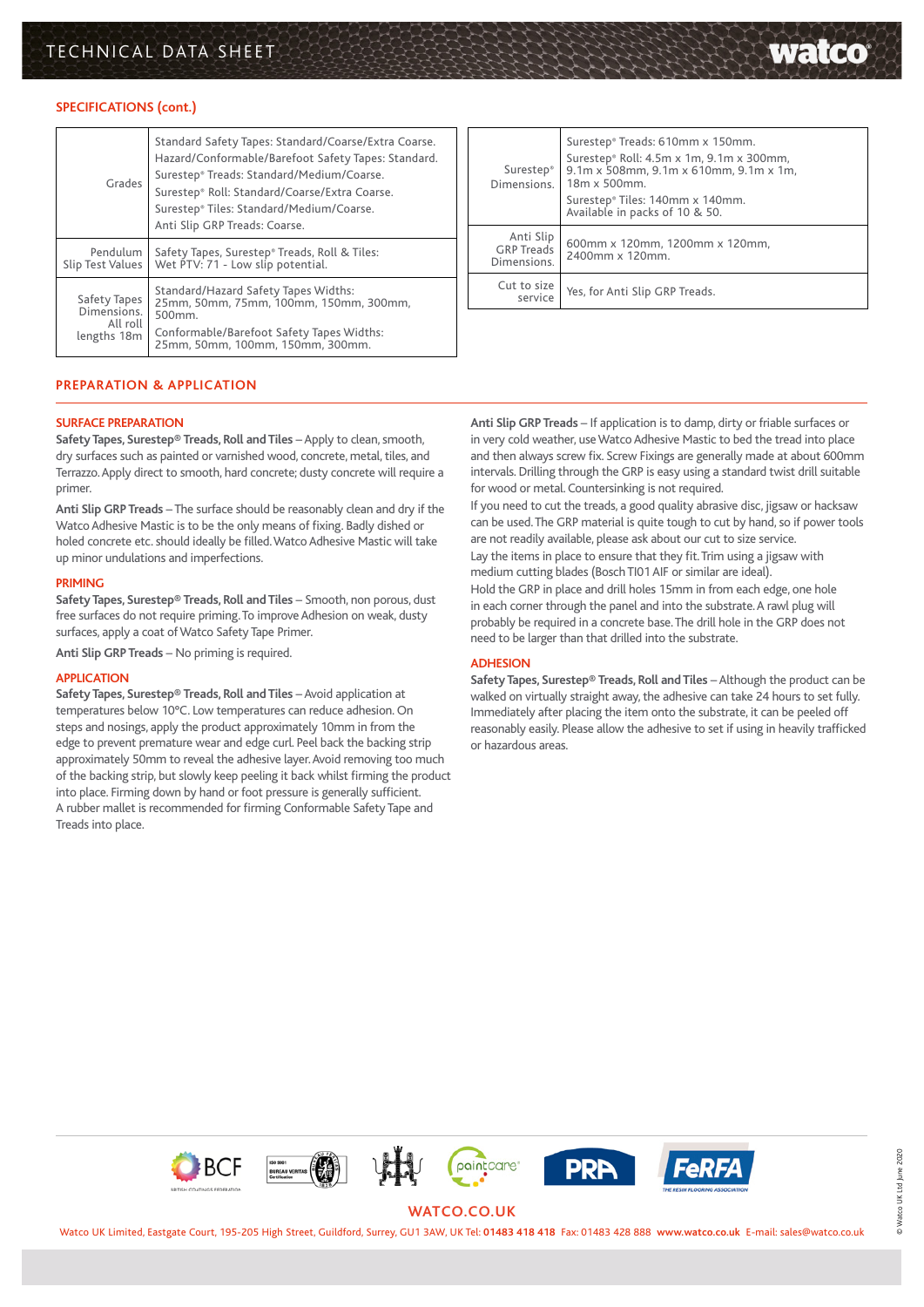## SPECIFICATIONS (cont.)

| | |
|---|---|
| Grades | Standard Safety Tapes: Standard/Coarse/Extra Coarse.<br>Hazard/Conformable/Barefoot Safety Tapes: Standard.<br>Surestep® Treads: Standard/Medium/Coarse.<br>Surestep® Roll: Standard/Coarse/Extra Coarse.<br>Surestep® Tiles: Standard/Medium/Coarse.<br>Anti Slip GRP Treads: Coarse. |
| Pendulum Slip Test Values | Safety Tapes, Surestep® Treads, Roll & Tiles:<br>Wet PTV: 71 - Low slip potential. |
| Safety Tapes Dimensions. All roll lengths 18m | Standard/Hazard Safety Tapes Widths:<br>25mm, 50mm, 75mm, 100mm, 150mm, 300mm, 500mm.<br>Conformable/Barefoot Safety Tapes Widths:<br>25mm, 50mm, 100mm, 150mm, 300mm. |

| | |
|---|---|
| Surestep® Dimensions. | Surestep® Treads: 610mm x 150mm.<br>Surestep® Roll: 4.5m x 1m, 9.1m x 300mm, 9.1m x 508mm, 9.1m x 610mm, 9.1m x 1m, 18m x 500mm.<br>Surestep® Tiles: 140mm x 140mm.<br>Available in packs of 10 & 50. |
| Anti Slip GRP Treads Dimensions. | 600mm x 120mm, 1200mm x 120mm, 2400mm x 120mm. |
| Cut to size service | Yes, for Anti Slip GRP Treads. |

## PREPARATION & APPLICATION

### SURFACE PREPARATION

**Safety Tapes, Surestep® Treads, Roll and Tiles** – Apply to clean, smooth, dry surfaces such as painted or varnished wood, concrete, metal, tiles, and Terrazzo. Apply direct to smooth, hard concrete; dusty concrete will require a primer.

**Anti Slip GRP Treads** – The surface should be reasonably clean and dry if the Watco Adhesive Mastic is to be the only means of fixing. Badly dished or holed concrete etc. should ideally be filled. Watco Adhesive Mastic will take up minor undulations and imperfections.

### PRIMING

**Safety Tapes, Surestep® Treads, Roll and Tiles** – Smooth, non porous, dust free surfaces do not require priming. To improve Adhesion on weak, dusty surfaces, apply a coat of Watco Safety Tape Primer.

**Anti Slip GRP Treads** – No priming is required.

### APPLICATION

**Safety Tapes, Surestep® Treads, Roll and Tiles** – Avoid application at temperatures below 10°C. Low temperatures can reduce adhesion. On steps and nosings, apply the product approximately 10mm in from the edge to prevent premature wear and edge curl. Peel back the backing strip approximately 50mm to reveal the adhesive layer. Avoid removing too much of the backing strip, but slowly keep peeling it back whilst firming the product into place. Firming down by hand or foot pressure is generally sufficient. A rubber mallet is recommended for firming Conformable Safety Tape and Treads into place.

**Anti Slip GRP Treads** – If application is to damp, dirty or friable surfaces or in very cold weather, use Watco Adhesive Mastic to bed the tread into place and then always screw fix. Screw Fixings are generally made at about 600mm intervals. Drilling through the GRP is easy using a standard twist drill suitable for wood or metal. Countersinking is not required.

If you need to cut the treads, a good quality abrasive disc, jigsaw or hacksaw can be used. The GRP material is quite tough to cut by hand, so if power tools are not readily available, please ask about our cut to size service.

Lay the items in place to ensure that they fit. Trim using a jigsaw with medium cutting blades (Bosch T101 AIF or similar are ideal).

Hold the GRP in place and drill holes 15mm in from each edge, one hole in each corner through the panel and into the substrate. A rawl plug will probably be required in a concrete base. The drill hole in the GRP does not need to be larger than that drilled into the substrate.

### ADHESION

**Safety Tapes, Surestep® Treads, Roll and Tiles** – Although the product can be walked on virtually straight away, the adhesive can take 24 hours to set fully. Immediately after placing the item onto the substrate, it can be peeled off reasonably easily. Please allow the adhesive to set if using in heavily trafficked or hazardous areas.

WATCO.CO.UK

Watco UK Limited, Eastgate Court, 195-205 High Street, Guildford, Surrey, GU1 3AW, UK Tel: 01483 418 418 Fax: 01483 428 888 www.watco.co.uk E-mail: sales@watco.co.uk

© Watco UK Ltd June 2020